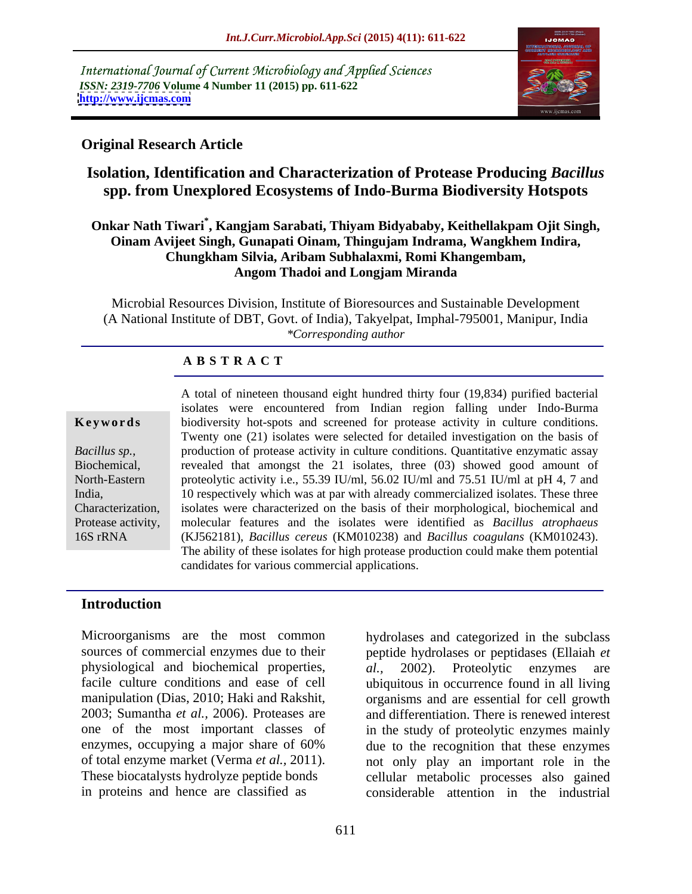International Journal of Current Microbiology and Applied Sciences
*ISSN: 2319-7706* **Volume 4 Number 11 (2015) pp. 611-622**
**http://www.ijcmas.com**

**Original Research Article**

# Isolation, Identification and Characterization of Protease Producing *Bacillus* spp. from Unexplored Ecosystems of Indo-Burma Biodiversity Hotspots

**Onkar Nath Tiwari*, Kangjam Sarabati, Thiyam Bidyababy, Keithellakpam Ojit Singh, Oinam Avijeet Singh, Gunapati Oinam, Thingujam Indrama, Wangkhem Indira, Chungkham Silvia, Aribam Subhalaxmi, Romi Khangembam, Angom Thadoi and Longjam Miranda**

Microbial Resources Division, Institute of Bioresources and Sustainable Development (A National Institute of DBT, Govt. of India), Takyelpat, Imphal-795001, Manipur, India
*\*Corresponding author*

## ABSTRACT

**Keywords**

*Bacillus sp.*, Biochemical, North-Eastern India, Characterization, Protease activity, 16S rRNA

A total of nineteen thousand eight hundred thirty four (19,834) purified bacterial isolates were encountered from Indian region falling under Indo-Burma biodiversity hot-spots and screened for protease activity in culture conditions. Twenty one (21) isolates were selected for detailed investigation on the basis of production of protease activity in culture conditions. Quantitative enzymatic assay revealed that amongst the 21 isolates, three (03) showed good amount of proteolytic activity i.e., 55.39 IU/ml, 56.02 IU/ml and 75.51 IU/ml at pH 4, 7 and 10 respectively which was at par with already commercialized isolates. These three isolates were characterized on the basis of their morphological, biochemical and molecular features and the isolates were identified as *Bacillus atrophaeus* (KJ562181), *Bacillus cereus* (KM010238) and *Bacillus coagulans* (KM010243). The ability of these isolates for high protease production could make them potential candidates for various commercial applications.

## Introduction

Microorganisms are the most common sources of commercial enzymes due to their physiological and biochemical properties, facile culture conditions and ease of cell manipulation (Dias, 2010; Haki and Rakshit, 2003; Sumantha *et al.*, 2006). Proteases are one of the most important classes of enzymes, occupying a major share of 60% of total enzyme market (Verma *et al.*, 2011). These biocatalysts hydrolyze peptide bonds in proteins and hence are classified as hydrolases and categorized in the subclass peptide hydrolases or peptidases (Ellaiah *et al.*, 2002). Proteolytic enzymes are ubiquitous in occurrence found in all living organisms and are essential for cell growth and differentiation. There is renewed interest in the study of proteolytic enzymes mainly due to the recognition that these enzymes not only play an important role in the cellular metabolic processes also gained considerable attention in the industrial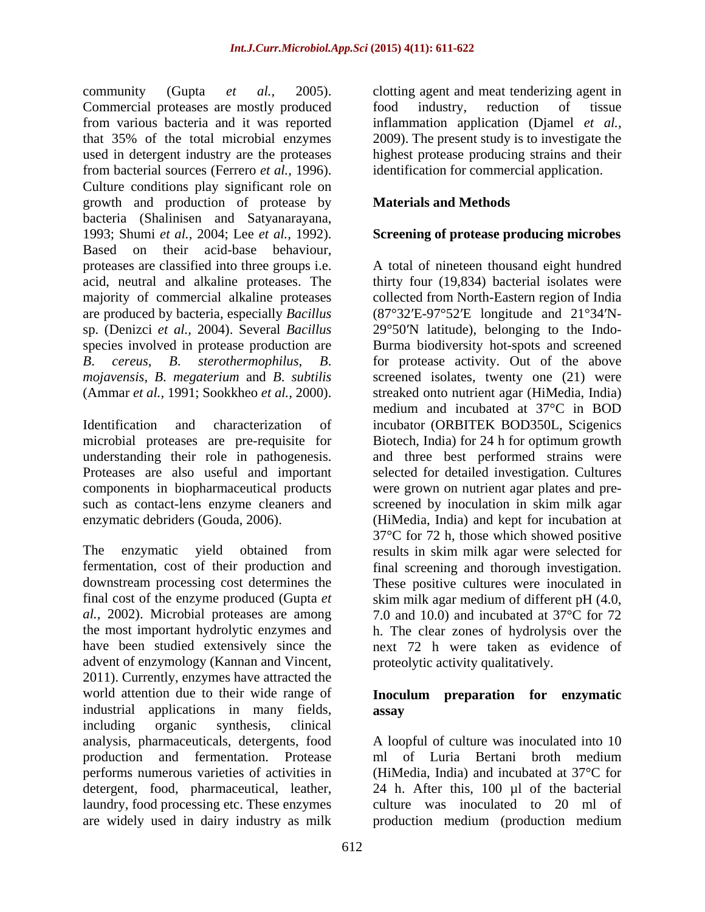community (Gupta *et al.,* 2005). Commercial proteases are mostly produced from various bacteria and it was reported that 35% of the total microbial enzymes used in detergent industry are the proteases from bacterial sources (Ferrero *et al.,* 1996). Culture conditions play significant role on growth and production of protease by bacteria (Shalinisen and Satyanarayana, 1993; Shumi *et al.,* 2004; Lee *et al.,* 1992). Based on their acid-base behaviour, proteases are classified into three groups i.e. acid, neutral and alkaline proteases. The majority of commercial alkaline proteases are produced by bacteria, especially *Bacillus* sp. (Denizci *et al.,* 2004). Several *Bacillus* species involved in protease production are *B. cereus*, *B. sterothermophilus*, *B. mojavensis*, *B. megaterium* and *B. subtilis* (Ammar *et al.,* 1991; Sookkheo *et al.,* 2000).

Identification and characterization of microbial proteases are pre-requisite for understanding their role in pathogenesis. Proteases are also useful and important components in biopharmaceutical products such as contact-lens enzyme cleaners and enzymatic debriders (Gouda, 2006).

The enzymatic yield obtained from fermentation, cost of their production and downstream processing cost determines the final cost of the enzyme produced (Gupta *et al.,* 2002). Microbial proteases are among the most important hydrolytic enzymes and have been studied extensively since the advent of enzymology (Kannan and Vincent, 2011). Currently, enzymes have attracted the world attention due to their wide range of industrial applications in many fields, including organic synthesis, clinical analysis, pharmaceuticals, detergents, food production and fermentation. Protease performs numerous varieties of activities in detergent, food, pharmaceutical, leather, laundry, food processing etc. These enzymes are widely used in dairy industry as milk clotting agent and meat tenderizing agent in food industry, reduction of tissue inflammation application (Djamel *et al.,* 2009). The present study is to investigate the highest protease producing strains and their identification for commercial application.

## Materials and Methods

### Screening of protease producing microbes

A total of nineteen thousand eight hundred thirty four (19,834) bacterial isolates were collected from North-Eastern region of India (87°32′E-97°52′E longitude and 21°34′N-29°50′N latitude), belonging to the Indo-Burma biodiversity hot-spots and screened for protease activity. Out of the above screened isolates, twenty one (21) were streaked onto nutrient agar (HiMedia, India) medium and incubated at 37°C in BOD incubator (ORBITEK BOD350L, Scigenics Biotech, India) for 24 h for optimum growth and three best performed strains were selected for detailed investigation. Cultures were grown on nutrient agar plates and pre-screened by inoculation in skim milk agar (HiMedia, India) and kept for incubation at 37°C for 72 h, those which showed positive results in skim milk agar were selected for final screening and thorough investigation. These positive cultures were inoculated in skim milk agar medium of different pH (4.0, 7.0 and 10.0) and incubated at 37°C for 72 h. The clear zones of hydrolysis over the next 72 h were taken as evidence of proteolytic activity qualitatively.

### Inoculum preparation for enzymatic assay

A loopful of culture was inoculated into 10 ml of Luria Bertani broth medium (HiMedia, India) and incubated at 37°C for 24 h. After this, 100 µl of the bacterial culture was inoculated to 20 ml of production medium (production medium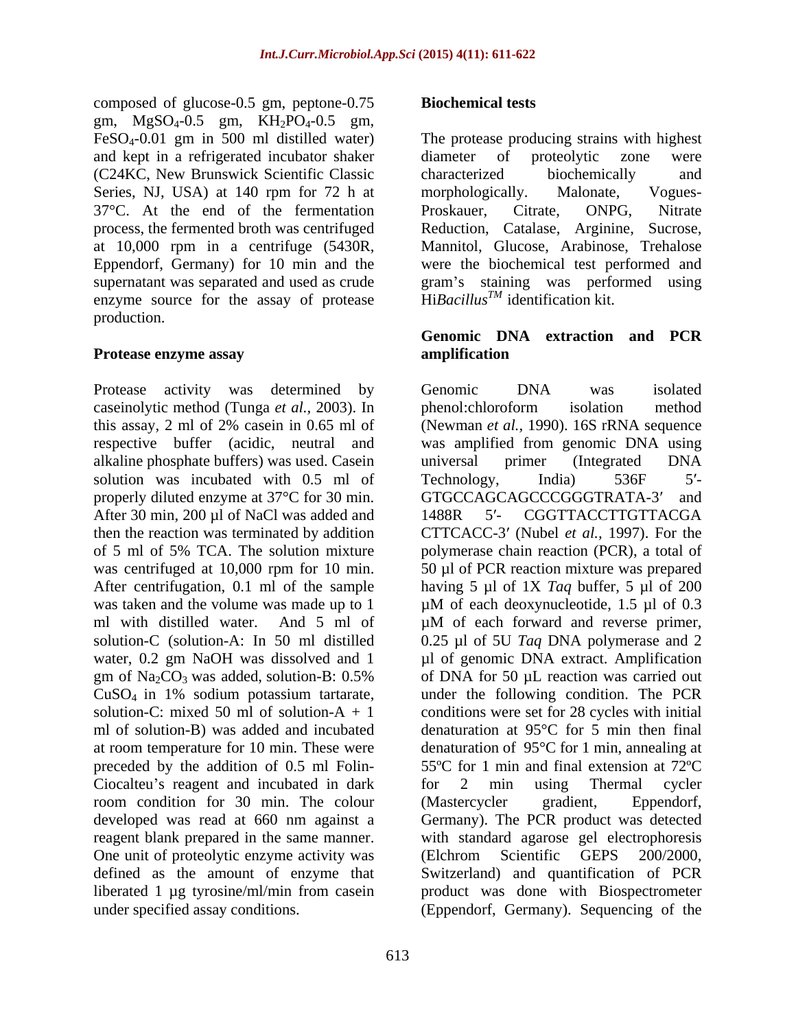composed of glucose-0.5 gm, peptone-0.75 gm, $MgSO_4$-0.5 gm, $KH_2PO_4$-0.5 gm, $FeSO_4$-0.01 gm in 500 ml distilled water) and kept in a refrigerated incubator shaker (C24KC, New Brunswick Scientific Classic Series, NJ, USA) at 140 rpm for 72 h at 37°C. At the end of the fermentation process, the fermented broth was centrifuged at 10,000 rpm in a centrifuge (5430R, Eppendorf, Germany) for 10 min and the supernatant was separated and used as crude enzyme source for the assay of protease production.

**Protease enzyme assay**

Protease activity was determined by caseinolytic method (Tunga *et al.*, 2003). In this assay, 2 ml of 2% casein in 0.65 ml of respective buffer (acidic, neutral and alkaline phosphate buffers) was used. Casein solution was incubated with 0.5 ml of properly diluted enzyme at 37°C for 30 min. After 30 min, 200 µl of NaCl was added and then the reaction was terminated by addition of 5 ml of 5% TCA. The solution mixture was centrifuged at 10,000 rpm for 10 min. After centrifugation, 0.1 ml of the sample was taken and the volume was made up to 1 ml with distilled water. And 5 ml of solution-C (solution-A: In 50 ml distilled water, 0.2 gm NaOH was dissolved and 1 gm of $Na_2CO_3$ was added, solution-B: 0.5% $CuSO_4$ in 1% sodium potassium tartarate, solution-C: mixed 50 ml of solution-A + 1 ml of solution-B) was added and incubated at room temperature for 10 min. These were preceded by the addition of 0.5 ml Folin-Ciocalteu's reagent and incubated in dark room condition for 30 min. The colour developed was read at 660 nm against a reagent blank prepared in the same manner. One unit of proteolytic enzyme activity was defined as the amount of enzyme that liberated 1 µg tyrosine/ml/min from casein under specified assay conditions.

**Biochemical tests**

The protease producing strains with highest diameter of proteolytic zone were characterized biochemically and morphologically. Malonate, Vogues-Proskauer, Citrate, ONPG, Nitrate Reduction, Catalase, Arginine, Sucrose, Mannitol, Glucose, Arabinose, Trehalose were the biochemical test performed and gram's staining was performed using Hi*Bacillus*$^{TM}$ identification kit.

**Genomic DNA extraction and PCR amplification**

Genomic DNA was isolated phenol:chloroform isolation method (Newman *et al.*, 1990). 16S rRNA sequence was amplified from genomic DNA using universal primer (Integrated DNA Technology, India) 536F 5′-GTGCCAGCAGCCCGGGTRATA-3′ and 1488R 5′- CGGTTACCTTGTTACGA CTTCACC-3′ (Nubel *et al.*, 1997). For the polymerase chain reaction (PCR), a total of 50 µl of PCR reaction mixture was prepared having 5 µl of 1X *Taq* buffer, 5 µl of 200 µM of each deoxynucleotide, 1.5 µl of 0.3 µM of each forward and reverse primer, 0.25 µl of 5U *Taq* DNA polymerase and 2 µl of genomic DNA extract. Amplification of DNA for 50 µL reaction was carried out under the following condition. The PCR conditions were set for 28 cycles with initial denaturation at 95°C for 5 min then final denaturation of 95°C for 1 min, annealing at 55ºC for 1 min and final extension at 72ºC for 2 min using Thermal cycler (Mastercycler gradient, Eppendorf, Germany). The PCR product was detected with standard agarose gel electrophoresis (Elchrom Scientific GEPS 200/2000, Switzerland) and quantification of PCR product was done with Biospectrometer (Eppendorf, Germany). Sequencing of the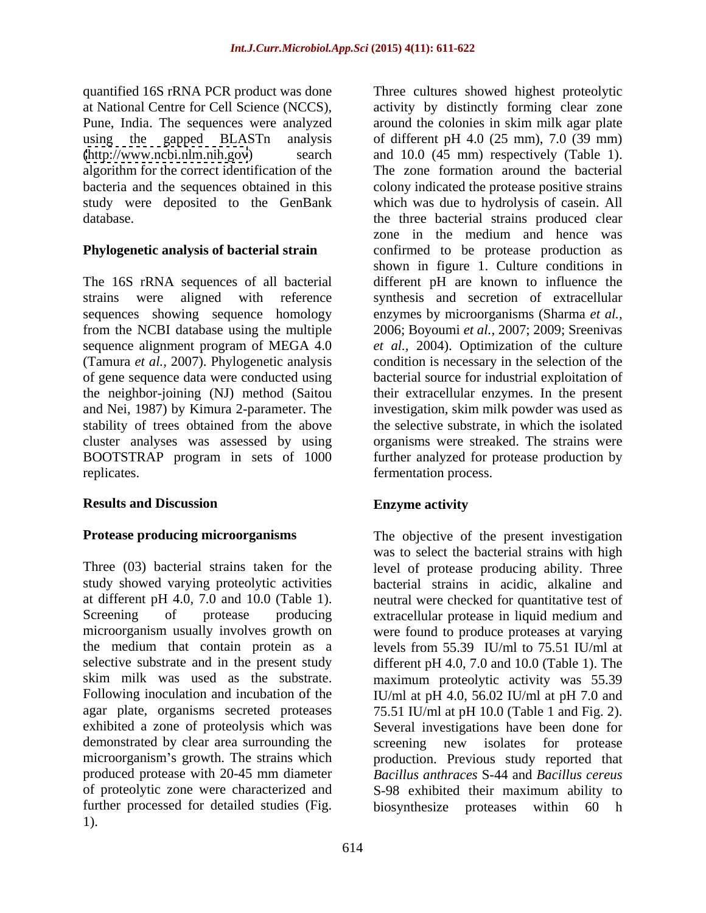quantified 16S rRNA PCR product was done at National Centre for Cell Science (NCCS), Pune, India. The sequences were analyzed using the gapped BLASTn analysis (http://www.ncbi.nlm.nih.gov) search algorithm for the correct identification of the bacteria and the sequences obtained in this study were deposited to the GenBank database.

### Phylogenetic analysis of bacterial strain

The 16S rRNA sequences of all bacterial strains were aligned with reference sequences showing sequence homology from the NCBI database using the multiple sequence alignment program of MEGA 4.0 (Tamura *et al.,* 2007). Phylogenetic analysis of gene sequence data were conducted using the neighbor-joining (NJ) method (Saitou and Nei, 1987) by Kimura 2-parameter. The stability of trees obtained from the above cluster analyses was assessed by using BOOTSTRAP program in sets of 1000 replicates.

## Results and Discussion

### Protease producing microorganisms

Three (03) bacterial strains taken for the study showed varying proteolytic activities at different pH 4.0, 7.0 and 10.0 (Table 1). Screening of protease producing microorganism usually involves growth on the medium that contain protein as a selective substrate and in the present study skim milk was used as the substrate. Following inoculation and incubation of the agar plate, organisms secreted proteases exhibited a zone of proteolysis which was demonstrated by clear area surrounding the microorganism's growth. The strains which produced protease with 20-45 mm diameter of proteolytic zone were characterized and further processed for detailed studies (Fig. 1).

Three cultures showed highest proteolytic activity by distinctly forming clear zone around the colonies in skim milk agar plate of different pH 4.0 (25 mm), 7.0 (39 mm) and 10.0 (45 mm) respectively (Table 1). The zone formation around the bacterial colony indicated the protease positive strains which was due to hydrolysis of casein. All the three bacterial strains produced clear zone in the medium and hence was confirmed to be protease production as shown in figure 1. Culture conditions in different pH are known to influence the synthesis and secretion of extracellular enzymes by microorganisms (Sharma *et al.,* 2006; Boyoumi *et al.,* 2007; 2009; Sreenivas *et al.,* 2004). Optimization of the culture condition is necessary in the selection of the bacterial source for industrial exploitation of their extracellular enzymes. In the present investigation, skim milk powder was used as the selective substrate, in which the isolated organisms were streaked. The strains were further analyzed for protease production by fermentation process.

### Enzyme activity

The objective of the present investigation was to select the bacterial strains with high level of protease producing ability. Three bacterial strains in acidic, alkaline and neutral were checked for quantitative test of extracellular protease in liquid medium and were found to produce proteases at varying levels from 55.39 IU/ml to 75.51 IU/ml at different pH 4.0, 7.0 and 10.0 (Table 1). The maximum proteolytic activity was 55.39 IU/ml at pH 4.0, 56.02 IU/ml at pH 7.0 and 75.51 IU/ml at pH 10.0 (Table 1 and Fig. 2). Several investigations have been done for screening new isolates for protease production. Previous study reported that *Bacillus anthraces* S-44 and *Bacillus cereus* S-98 exhibited their maximum ability to biosynthesize proteases within 60 h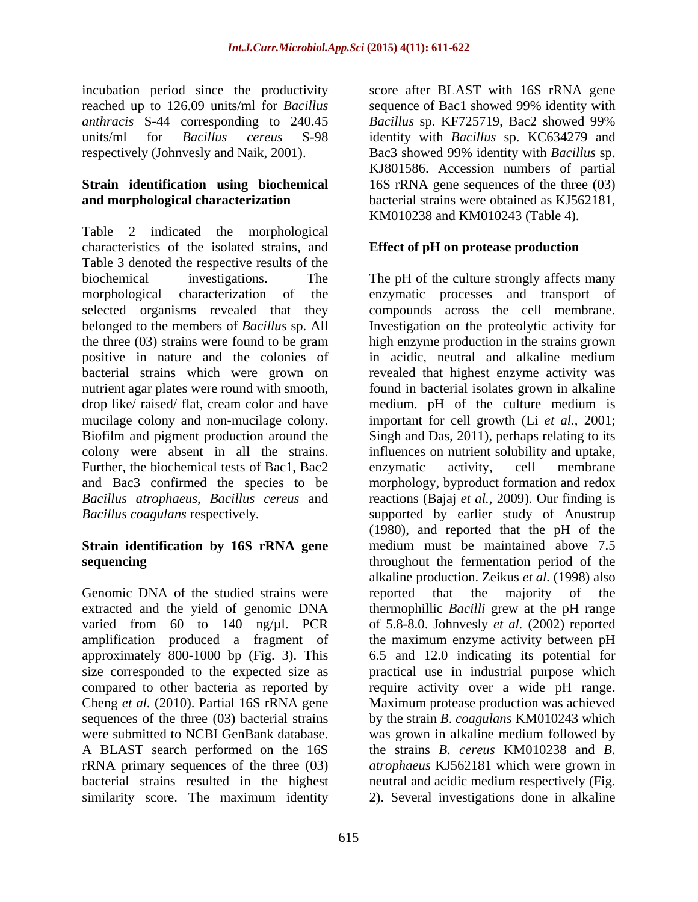incubation period since the productivity reached up to 126.09 units/ml for *Bacillus anthracis* S-44 corresponding to 240.45 units/ml for *Bacillus cereus* S-98 respectively (Johnvesly and Naik, 2001).

**Strain identification using biochemical and morphological characterization**

Table 2 indicated the morphological characteristics of the isolated strains, and Table 3 denoted the respective results of the biochemical investigations. The morphological characterization of the selected organisms revealed that they belonged to the members of *Bacillus* sp. All the three (03) strains were found to be gram positive in nature and the colonies of bacterial strains which were grown on nutrient agar plates were round with smooth, drop like/ raised/ flat, cream color and have mucilage colony and non-mucilage colony. Biofilm and pigment production around the colony were absent in all the strains. Further, the biochemical tests of Bac1, Bac2 and Bac3 confirmed the species to be *Bacillus atrophaeus*, *Bacillus cereus* and *Bacillus coagulans* respectively.

**Strain identification by 16S rRNA gene sequencing**

Genomic DNA of the studied strains were extracted and the yield of genomic DNA varied from 60 to 140 ng/µl. PCR amplification produced a fragment of approximately 800-1000 bp (Fig. 3). This size corresponded to the expected size as compared to other bacteria as reported by Cheng *et al.* (2010). Partial 16S rRNA gene sequences of the three (03) bacterial strains were submitted to NCBI GenBank database. A BLAST search performed on the 16S rRNA primary sequences of the three (03) bacterial strains resulted in the highest similarity score. The maximum identity score after BLAST with 16S rRNA gene sequence of Bac1 showed 99% identity with *Bacillus* sp. KF725719, Bac2 showed 99% identity with *Bacillus* sp. KC634279 and Bac3 showed 99% identity with *Bacillus* sp. KJ801586. Accession numbers of partial 16S rRNA gene sequences of the three (03) bacterial strains were obtained as KJ562181, KM010238 and KM010243 (Table 4).

**Effect of pH on protease production**

The pH of the culture strongly affects many enzymatic processes and transport of compounds across the cell membrane. Investigation on the proteolytic activity for high enzyme production in the strains grown in acidic, neutral and alkaline medium revealed that highest enzyme activity was found in bacterial isolates grown in alkaline medium. pH of the culture medium is important for cell growth (Li *et al.,* 2001; Singh and Das, 2011), perhaps relating to its influences on nutrient solubility and uptake, enzymatic activity, cell membrane morphology, byproduct formation and redox reactions (Bajaj *et al.,* 2009). Our finding is supported by earlier study of Anustrup (1980), and reported that the pH of the medium must be maintained above 7.5 throughout the fermentation period of the alkaline production. Zeikus *et al.* (1998) also reported that the majority of the thermophillic *Bacilli* grew at the pH range of 5.8-8.0. Johnvesly *et al.* (2002) reported the maximum enzyme activity between pH 6.5 and 12.0 indicating its potential for practical use in industrial purpose which require activity over a wide pH range. Maximum protease production was achieved by the strain *B. coagulans* KM010243 which was grown in alkaline medium followed by the strains *B. cereus* KM010238 and *B. atrophaeus* KJ562181 which were grown in neutral and acidic medium respectively (Fig. 2). Several investigations done in alkaline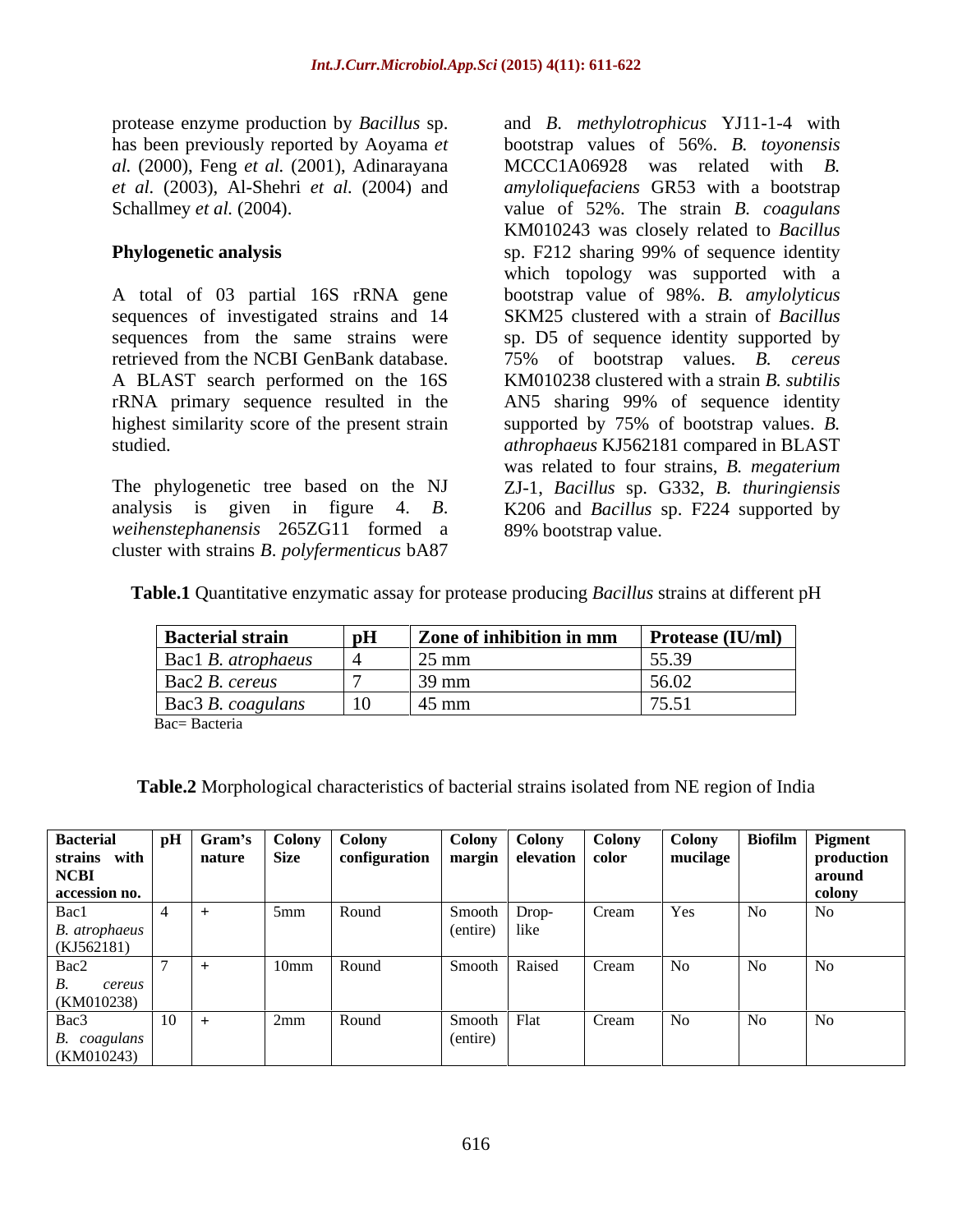protease enzyme production by *Bacillus* sp. has been previously reported by Aoyama *et al.* (2000), Feng *et al.* (2001), Adinarayana *et al.* (2003), Al-Shehri *et al.* (2004) and Schallmey *et al.* (2004).

**Phylogenetic analysis**

A total of 03 partial 16S rRNA gene sequences of investigated strains and 14 sequences from the same strains were retrieved from the NCBI GenBank database. A BLAST search performed on the 16S rRNA primary sequence resulted in the highest similarity score of the present strain studied.

The phylogenetic tree based on the NJ analysis is given in figure 4. *B. weihenstephanensis* 265ZG11 formed a cluster with strains *B. polyfermenticus* bA87 and *B. methylotrophicus* YJ11-1-4 with bootstrap values of 56%. *B. toyonensis* MCCC1A06928 was related with *B. amyloliquefaciens* GR53 with a bootstrap value of 52%. The strain *B. coagulans* KM010243 was closely related to *Bacillus* sp. F212 sharing 99% of sequence identity which topology was supported with a bootstrap value of 98%. *B. amylolyticus* SKM25 clustered with a strain of *Bacillus* sp. D5 of sequence identity supported by 75% of bootstrap values. *B. cereus* KM010238 clustered with a strain *B. subtilis* AN5 sharing 99% of sequence identity supported by 75% of bootstrap values. *B. athrophaeus* KJ562181 compared in BLAST was related to four strains, *B. megaterium* ZJ-1, *Bacillus* sp. G332, *B. thuringiensis* K206 and *Bacillus* sp. F224 supported by 89% bootstrap value.

**Table.1** Quantitative enzymatic assay for protease producing *Bacillus* strains at different pH

| Bacterial strain | pH | Zone of inhibition in mm | Protease (IU/ml) |
|---|---|---|---|
| Bac1 *B. atrophaeus* | 4 | 25 mm | 55.39 |
| Bac2 *B. cereus* | 7 | 39 mm | 56.02 |
| Bac3 *B. coagulans* | 10 | 45 mm | 75.51 |

Bac= Bacteria

**Table.2** Morphological characteristics of bacterial strains isolated from NE region of India

| Bacterial strains with NCBI accession no. | pH | Gram's nature | Colony Size | Colony configuration | Colony margin | Colony elevation | Colony color | Colony mucilage | Biofilm | Pigment production around colony |
|---|---|---|---|---|---|---|---|---|---|---|
| Bac1 *B. atrophaeus* (KJ562181) | 4 | + | 5mm | Round | Smooth (entire) | Drop-like | Cream | Yes | No | No |
| Bac2 *B. cereus* (KM010238) | 7 | + | 10mm | Round | Smooth | Raised | Cream | No | No | No |
| Bac3 *B. coagulans* (KM010243) | 10 | + | 2mm | Round | Smooth (entire) | Flat | Cream | No | No | No |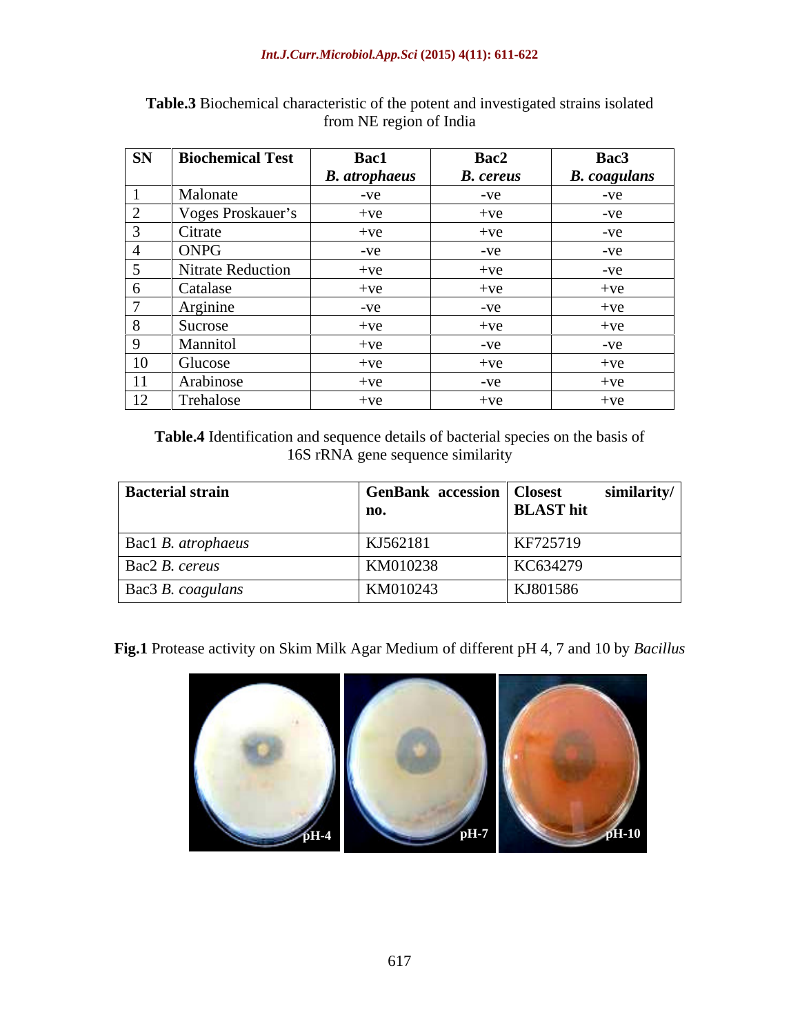**Table.3** Biochemical characteristic of the potent and investigated strains isolated from NE region of India

| SN | Biochemical Test | Bac1 *B. atrophaeus* | Bac2 *B. cereus* | Bac3 *B. coagulans* |
|---|---|---|---|---|
| 1 | Malonate | -ve | -ve | -ve |
| 2 | Voges Proskauer's | +ve | +ve | -ve |
| 3 | Citrate | +ve | +ve | -ve |
| 4 | ONPG | -ve | -ve | -ve |
| 5 | Nitrate Reduction | +ve | +ve | -ve |
| 6 | Catalase | +ve | +ve | +ve |
| 7 | Arginine | -ve | -ve | +ve |
| 8 | Sucrose | +ve | +ve | +ve |
| 9 | Mannitol | +ve | -ve | -ve |
| 10 | Glucose | +ve | +ve | +ve |
| 11 | Arabinose | +ve | -ve | +ve |
| 12 | Trehalose | +ve | +ve | +ve |

**Table.4** Identification and sequence details of bacterial species on the basis of 16S rRNA gene sequence similarity

| Bacterial strain | GenBank accession no. | Closest similarity/ BLAST hit |
|---|---|---|
| Bac1 *B. atrophaeus* | KJ562181 | KF725719 |
| Bac2 *B. cereus* | KM010238 | KC634279 |
| Bac3 *B. coagulans* | KM010243 | KJ801586 |

**Fig.1** Protease activity on Skim Milk Agar Medium of different pH 4, 7 and 10 by *Bacillus*

pH-4 pH-7 pH-10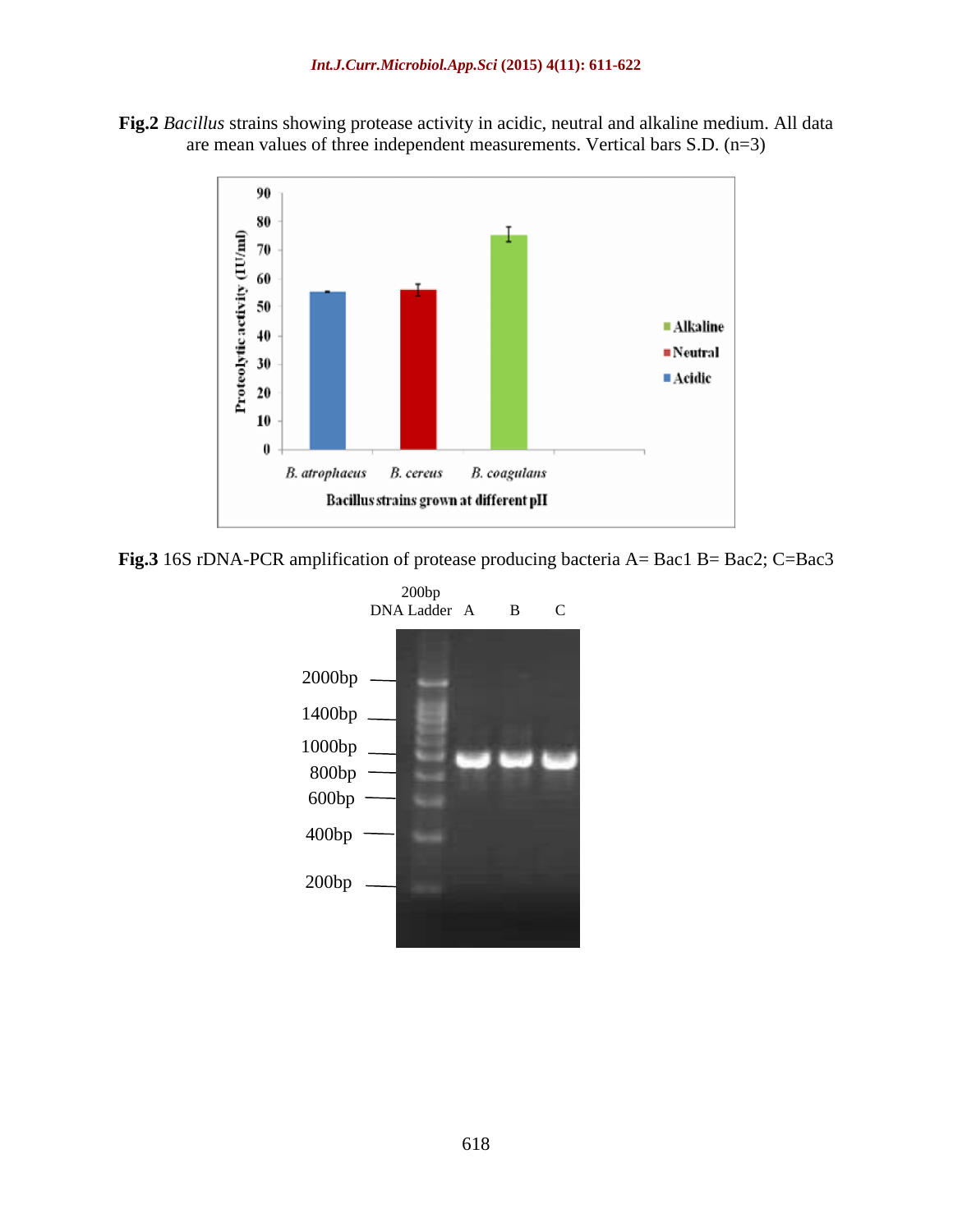**Fig.2** *Bacillus* strains showing protease activity in acidic, neutral and alkaline medium. All data are mean values of three independent measurements. Vertical bars S.D. (n=3)

**Fig.3** 16S rDNA-PCR amplification of protease producing bacteria A= Bac1 B= Bac2; C=Bac3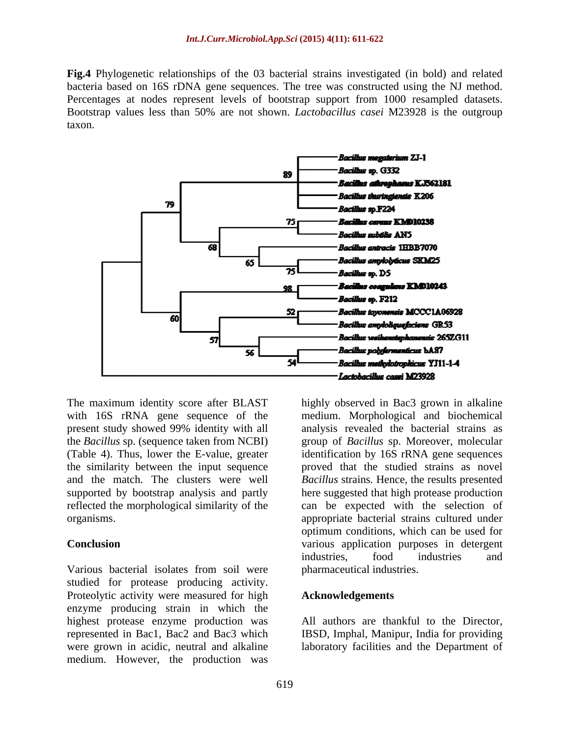**Fig.4** Phylogenetic relationships of the 03 bacterial strains investigated (in bold) and related bacteria based on 16S rDNA gene sequences. The tree was constructed using the NJ method. Percentages at nodes represent levels of bootstrap support from 1000 resampled datasets. Bootstrap values less than 50% are not shown. *Lactobacillus casei* M23928 is the outgroup taxon.

The maximum identity score after BLAST with 16S rRNA gene sequence of the present study showed 99% identity with all the *Bacillus* sp. (sequence taken from NCBI) (Table 4). Thus, lower the E-value, greater the similarity between the input sequence and the match. The clusters were well supported by bootstrap analysis and partly reflected the morphological similarity of the organisms.

## Conclusion

Various bacterial isolates from soil were studied for protease producing activity. Proteolytic activity were measured for high enzyme producing strain in which the highest protease enzyme production was represented in Bac1, Bac2 and Bac3 which were grown in acidic, neutral and alkaline medium. However, the production was highly observed in Bac3 grown in alkaline medium. Morphological and biochemical analysis revealed the bacterial strains as group of *Bacillus* sp. Moreover, molecular identification by 16S rRNA gene sequences proved that the studied strains as novel *Bacillus* strains. Hence, the results presented here suggested that high protease production can be expected with the selection of appropriate bacterial strains cultured under optimum conditions, which can be used for various application purposes in detergent industries, food industries and pharmaceutical industries.

## Acknowledgements

All authors are thankful to the Director, IBSD, Imphal, Manipur, India for providing laboratory facilities and the Department of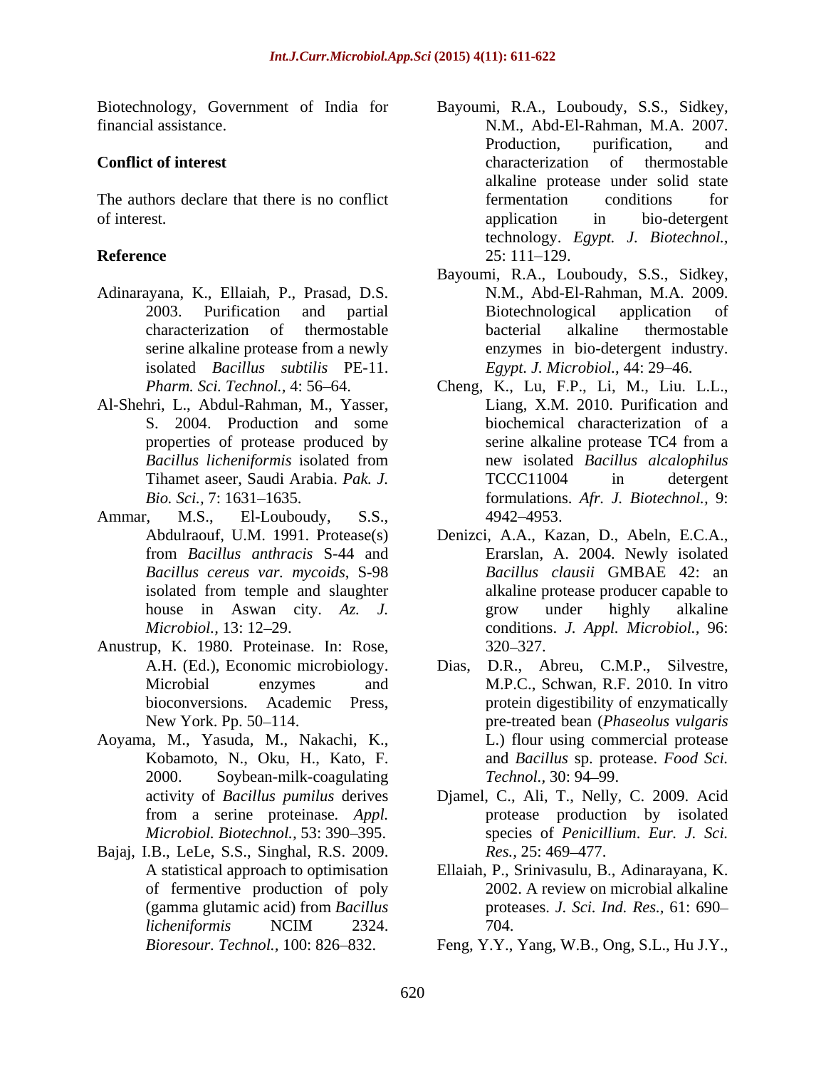Biotechnology, Government of India for financial assistance.

**Conflict of interest**

The authors declare that there is no conflict of interest.

**Reference**

Adinarayana, K., Ellaiah, P., Prasad, D.S. 2003. Purification and partial characterization of thermostable serine alkaline protease from a newly isolated *Bacillus subtilis* PE-11. *Pharm. Sci. Technol.,* 4: 56–64.

Al-Shehri, L., Abdul-Rahman, M., Yasser, S. 2004. Production and some properties of protease produced by *Bacillus licheniformis* isolated from Tihamet aseer, Saudi Arabia. *Pak. J. Bio. Sci.,* 7: 1631–1635.

Ammar, M.S., El-Louboudy, S.S., Abdulraouf, U.M. 1991. Protease(s) from *Bacillus anthracis* S-44 and *Bacillus cereus var. mycoids*, S-98 isolated from temple and slaughter house in Aswan city. *Az. J. Microbiol.,* 13: 12–29.

Anustrup, K. 1980. Proteinase. In: Rose, A.H. (Ed.), Economic microbiology. Microbial enzymes and bioconversions. Academic Press, New York. Pp. 50–114.

Aoyama, M., Yasuda, M., Nakachi, K., Kobamoto, N., Oku, H., Kato, F. 2000. Soybean-milk-coagulating activity of *Bacillus pumilus* derives from a serine proteinase. *Appl. Microbiol. Biotechnol.,* 53: 390–395.

Bajaj, I.B., LeLe, S.S., Singhal, R.S. 2009. A statistical approach to optimisation of fermentive production of poly (gamma glutamic acid) from *Bacillus licheniformis* NCIM 2324. *Bioresour. Technol.,* 100: 826–832.

Bayoumi, R.A., Louboudy, S.S., Sidkey, N.M., Abd-El-Rahman, M.A. 2007. Production, purification, and characterization of thermostable alkaline protease under solid state fermentation conditions for application in bio-detergent technology. *Egypt. J. Biotechnol.,* 25: 111–129.

Bayoumi, R.A., Louboudy, S.S., Sidkey, N.M., Abd-El-Rahman, M.A. 2009. Biotechnological application of bacterial alkaline thermostable enzymes in bio-detergent industry. *Egypt. J. Microbiol.,* 44: 29–46.

Cheng, K., Lu, F.P., Li, M., Liu. L.L., Liang, X.M. 2010. Purification and biochemical characterization of a serine alkaline protease TC4 from a new isolated *Bacillus alcalophilus* TCCC11004 in detergent formulations. *Afr. J. Biotechnol.,* 9: 4942–4953.

Denizci, A.A., Kazan, D., Abeln, E.C.A., Erarslan, A. 2004. Newly isolated *Bacillus clausii* GMBAE 42: an alkaline protease producer capable to grow under highly alkaline conditions. *J. Appl. Microbiol.,* 96: 320–327.

Dias, D.R., Abreu, C.M.P., Silvestre, M.P.C., Schwan, R.F. 2010. In vitro protein digestibility of enzymatically pre-treated bean (*Phaseolus vulgaris* L.) flour using commercial protease and *Bacillus* sp. protease. *Food Sci. Technol.,* 30: 94–99.

Djamel, C., Ali, T., Nelly, C. 2009. Acid protease production by isolated species of *Penicillium*. *Eur. J. Sci. Res.,* 25: 469–477.

Ellaiah, P., Srinivasulu, B., Adinarayana, K. 2002. A review on microbial alkaline proteases. *J. Sci. Ind. Res.,* 61: 690–704.

Feng, Y.Y., Yang, W.B., Ong, S.L., Hu J.Y.,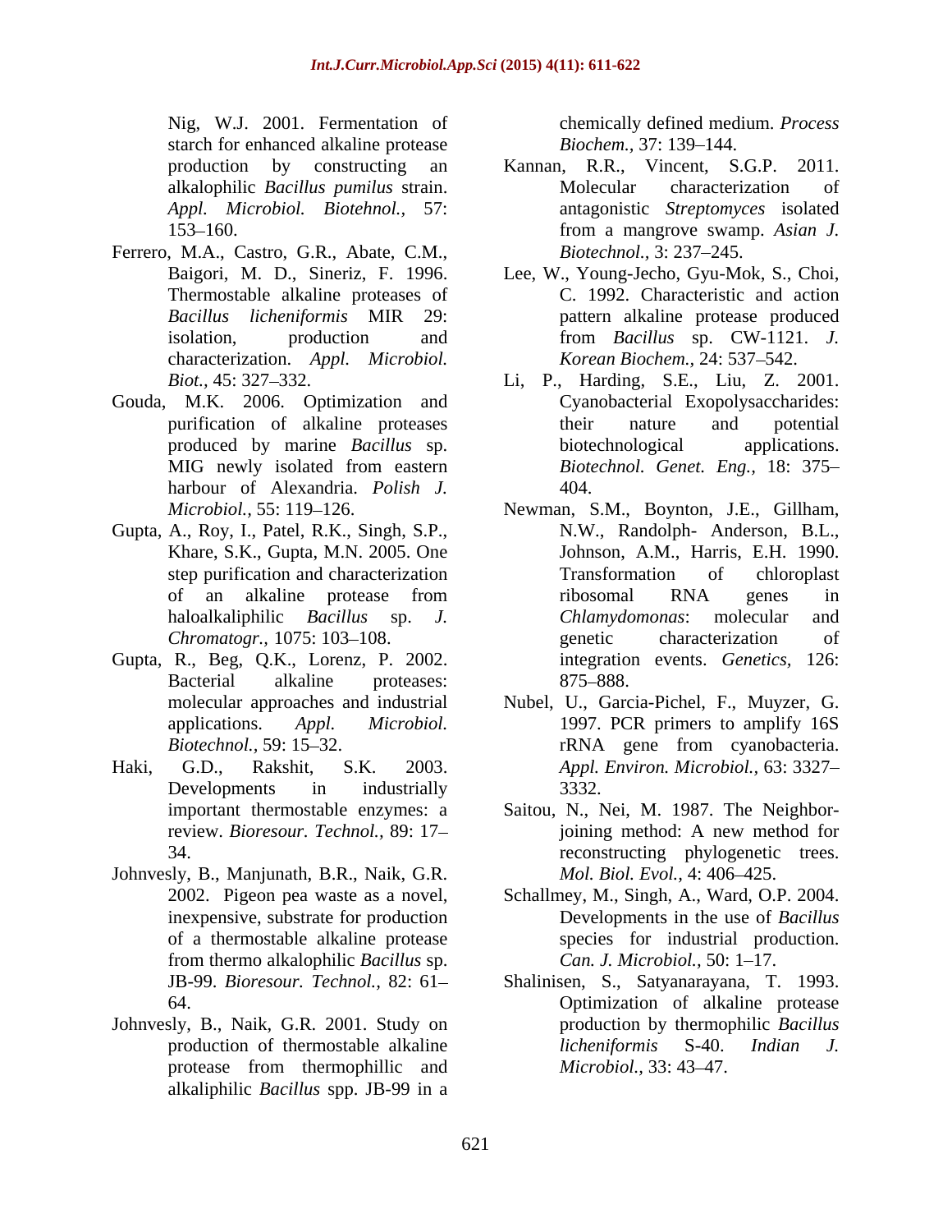Nig, W.J. 2001. Fermentation of starch for enhanced alkaline protease production by constructing an alkalophilic *Bacillus pumilus* strain. *Appl. Microbiol. Biotehnol.,* 57: 153–160.

Ferrero, M.A., Castro, G.R., Abate, C.M., Baigori, M. D., Sineriz, F. 1996. Thermostable alkaline proteases of *Bacillus licheniformis* MIR 29: isolation, production and characterization. *Appl. Microbiol. Biot.,* 45: 327–332.

Gouda, M.K. 2006. Optimization and purification of alkaline proteases produced by marine *Bacillus* sp. MIG newly isolated from eastern harbour of Alexandria. *Polish J. Microbiol.,* 55: 119–126.

Gupta, A., Roy, I., Patel, R.K., Singh, S.P., Khare, S.K., Gupta, M.N. 2005. One step purification and characterization of an alkaline protease from haloalkaliphilic *Bacillus* sp. *J. Chromatogr.,* 1075: 103–108.

Gupta, R., Beg, Q.K., Lorenz, P. 2002. Bacterial alkaline proteases: molecular approaches and industrial applications. *Appl. Microbiol. Biotechnol.,* 59: 15–32.

Haki, G.D., Rakshit, S.K. 2003. Developments in industrially important thermostable enzymes: a review. *Bioresour. Technol.,* 89: 17–34.

Johnvesly, B., Manjunath, B.R., Naik, G.R. 2002. Pigeon pea waste as a novel, inexpensive, substrate for production of a thermostable alkaline protease from thermo alkalophilic *Bacillus* sp. JB-99. *Bioresour. Technol.,* 82: 61–64.

Johnvesly, B., Naik, G.R. 2001. Study on production of thermostable alkaline protease from thermophillic and alkaliphilic *Bacillus* spp. JB-99 in a chemically defined medium. *Process Biochem.,* 37: 139–144.

Kannan, R.R., Vincent, S.G.P. 2011. Molecular characterization of antagonistic *Streptomyces* isolated from a mangrove swamp. *Asian J. Biotechnol.,* 3: 237–245.

Lee, W., Young-Jecho, Gyu-Mok, S., Choi, C. 1992. Characteristic and action pattern alkaline protease produced from *Bacillus* sp. CW-1121. *J. Korean Biochem.,* 24: 537–542.

Li, P., Harding, S.E., Liu, Z. 2001. Cyanobacterial Exopolysaccharides: their nature and potential biotechnological applications. *Biotechnol. Genet. Eng.,* 18: 375–404.

Newman, S.M., Boynton, J.E., Gillham, N.W., Randolph- Anderson, B.L., Johnson, A.M., Harris, E.H. 1990. Transformation of chloroplast ribosomal RNA genes in *Chlamydomonas*: molecular and genetic characterization of integration events. *Genetics,* 126: 875–888.

Nubel, U., Garcia-Pichel, F., Muyzer, G. 1997. PCR primers to amplify 16S rRNA gene from cyanobacteria. *Appl. Environ. Microbiol.,* 63: 3327–3332.

Saitou, N., Nei, M. 1987. The Neighbor-joining method: A new method for reconstructing phylogenetic trees. *Mol. Biol. Evol.,* 4: 406–425.

Schallmey, M., Singh, A., Ward, O.P. 2004. Developments in the use of *Bacillus* species for industrial production. *Can. J. Microbiol.,* 50: 1–17.

Shalinisen, S., Satyanarayana, T. 1993. Optimization of alkaline protease production by thermophilic *Bacillus licheniformis* S-40. *Indian J. Microbiol.,* 33: 43–47.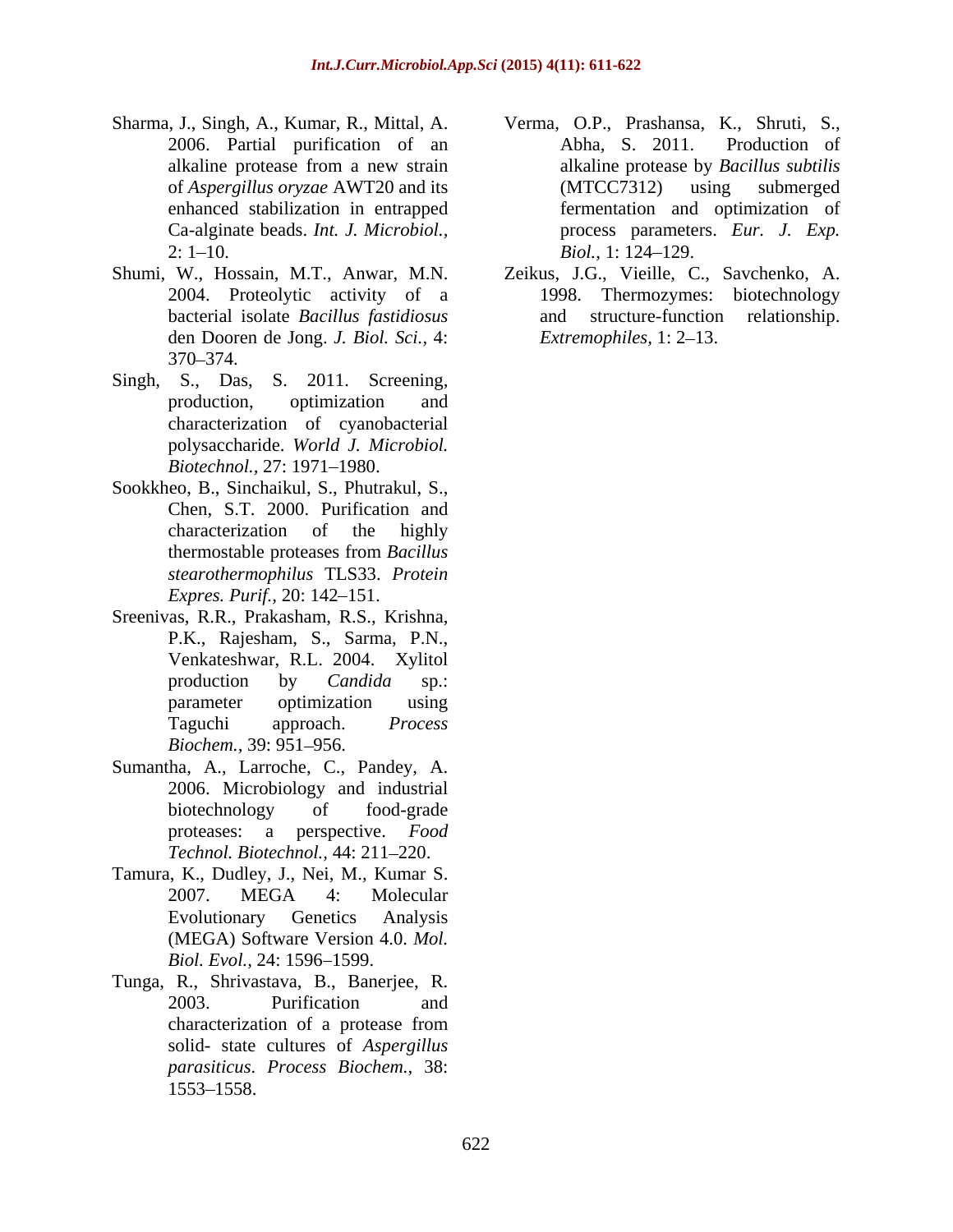Sharma, J., Singh, A., Kumar, R., Mittal, A. 2006. Partial purification of an alkaline protease from a new strain of *Aspergillus oryzae* AWT20 and its enhanced stabilization in entrapped Ca-alginate beads. *Int. J. Microbiol.*, 2: 1–10.

Shumi, W., Hossain, M.T., Anwar, M.N. 2004. Proteolytic activity of a bacterial isolate *Bacillus fastidiosus* den Dooren de Jong. *J. Biol. Sci.*, 4: 370–374.

Singh, S., Das, S. 2011. Screening, production, optimization and characterization of cyanobacterial polysaccharide. *World J. Microbiol. Biotechnol.*, 27: 1971–1980.

Sookkheo, B., Sinchaikul, S., Phutrakul, S., Chen, S.T. 2000. Purification and characterization of the highly thermostable proteases from *Bacillus stearothermophilus* TLS33. *Protein Expres. Purif.*, 20: 142–151.

Sreenivas, R.R., Prakasham, R.S., Krishna, P.K., Rajesham, S., Sarma, P.N., Venkateshwar, R.L. 2004. Xylitol production by *Candida* sp.: parameter optimization using Taguchi approach. *Process Biochem.*, 39: 951–956.

Sumantha, A., Larroche, C., Pandey, A. 2006. Microbiology and industrial biotechnology of food-grade proteases: a perspective. *Food Technol. Biotechnol.*, 44: 211–220.

Tamura, K., Dudley, J., Nei, M., Kumar S. 2007. MEGA 4: Molecular Evolutionary Genetics Analysis (MEGA) Software Version 4.0. *Mol. Biol. Evol.*, 24: 1596–1599.

Tunga, R., Shrivastava, B., Banerjee, R. 2003. Purification and characterization of a protease from solid- state cultures of *Aspergillus parasiticus*. *Process Biochem.*, 38: 1553–1558.

Verma, O.P., Prashansa, K., Shruti, S., Abha, S. 2011. Production of alkaline protease by *Bacillus subtilis* (MTCC7312) using submerged fermentation and optimization of process parameters. *Eur. J. Exp. Biol.*, 1: 124–129.

Zeikus, J.G., Vieille, C., Savchenko, A. 1998. Thermozymes: biotechnology and structure-function relationship. *Extremophiles*, 1: 2–13.